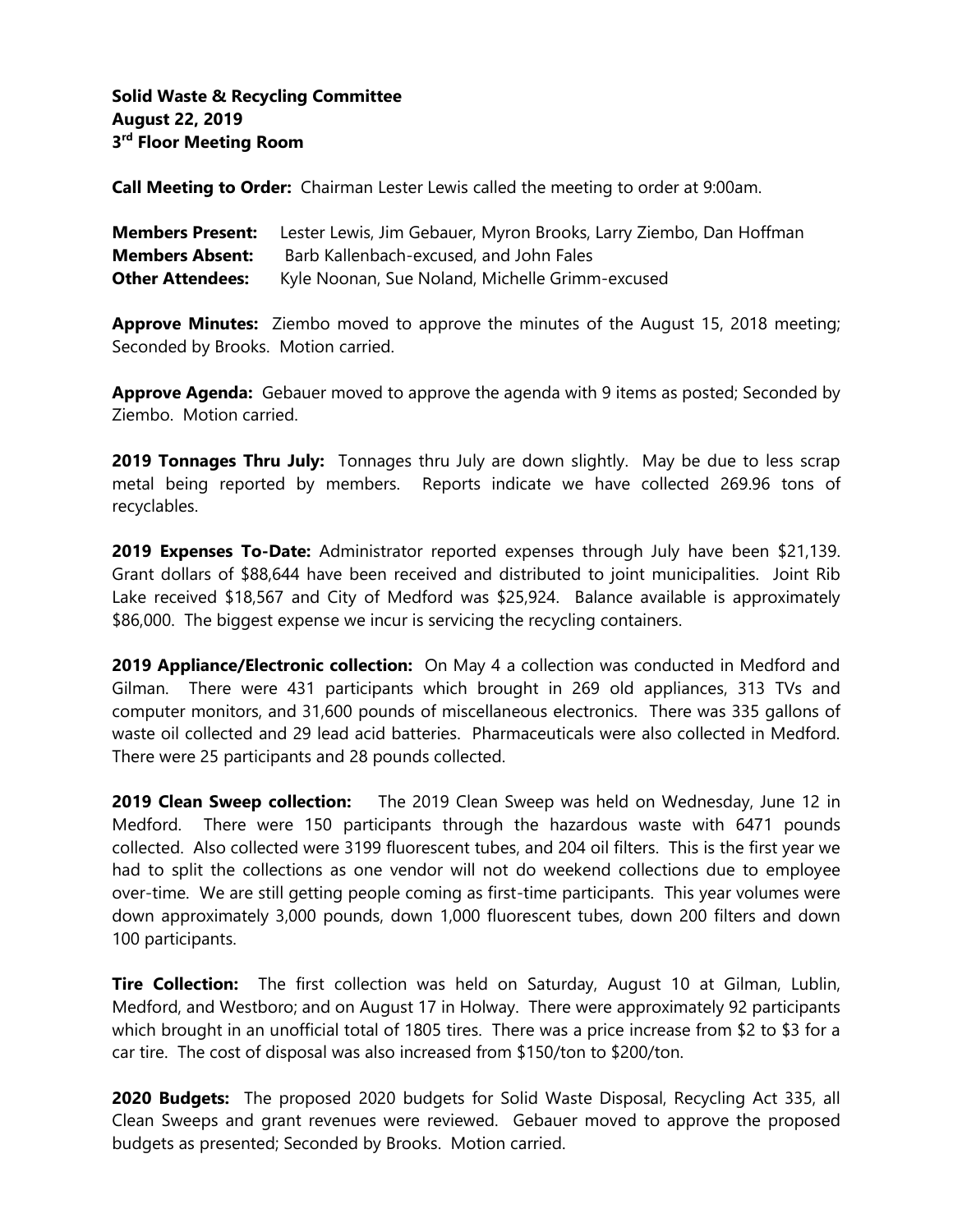**Solid Waste & Recycling Committee**
**August 22, 2019**
**3rd Floor Meeting Room**

**Call Meeting to Order:** Chairman Lester Lewis called the meeting to order at 9:00am.

**Members Present:** Lester Lewis, Jim Gebauer, Myron Brooks, Larry Ziembo, Dan Hoffman
**Members Absent:** Barb Kallenbach-excused, and John Fales
**Other Attendees:** Kyle Noonan, Sue Noland, Michelle Grimm-excused

**Approve Minutes:** Ziembo moved to approve the minutes of the August 15, 2018 meeting; Seconded by Brooks. Motion carried.

**Approve Agenda:** Gebauer moved to approve the agenda with 9 items as posted; Seconded by Ziembo. Motion carried.

**2019 Tonnages Thru July:** Tonnages thru July are down slightly. May be due to less scrap metal being reported by members. Reports indicate we have collected 269.96 tons of recyclables.

**2019 Expenses To-Date:** Administrator reported expenses through July have been $21,139. Grant dollars of $88,644 have been received and distributed to joint municipalities. Joint Rib Lake received $18,567 and City of Medford was $25,924. Balance available is approximately $86,000. The biggest expense we incur is servicing the recycling containers.

**2019 Appliance/Electronic collection:** On May 4 a collection was conducted in Medford and Gilman. There were 431 participants which brought in 269 old appliances, 313 TVs and computer monitors, and 31,600 pounds of miscellaneous electronics. There was 335 gallons of waste oil collected and 29 lead acid batteries. Pharmaceuticals were also collected in Medford. There were 25 participants and 28 pounds collected.

**2019 Clean Sweep collection:** The 2019 Clean Sweep was held on Wednesday, June 12 in Medford. There were 150 participants through the hazardous waste with 6471 pounds collected. Also collected were 3199 fluorescent tubes, and 204 oil filters. This is the first year we had to split the collections as one vendor will not do weekend collections due to employee over-time. We are still getting people coming as first-time participants. This year volumes were down approximately 3,000 pounds, down 1,000 fluorescent tubes, down 200 filters and down 100 participants.

**Tire Collection:** The first collection was held on Saturday, August 10 at Gilman, Lublin, Medford, and Westboro; and on August 17 in Holway. There were approximately 92 participants which brought in an unofficial total of 1805 tires. There was a price increase from $2 to $3 for a car tire. The cost of disposal was also increased from $150/ton to $200/ton.

**2020 Budgets:** The proposed 2020 budgets for Solid Waste Disposal, Recycling Act 335, all Clean Sweeps and grant revenues were reviewed. Gebauer moved to approve the proposed budgets as presented; Seconded by Brooks. Motion carried.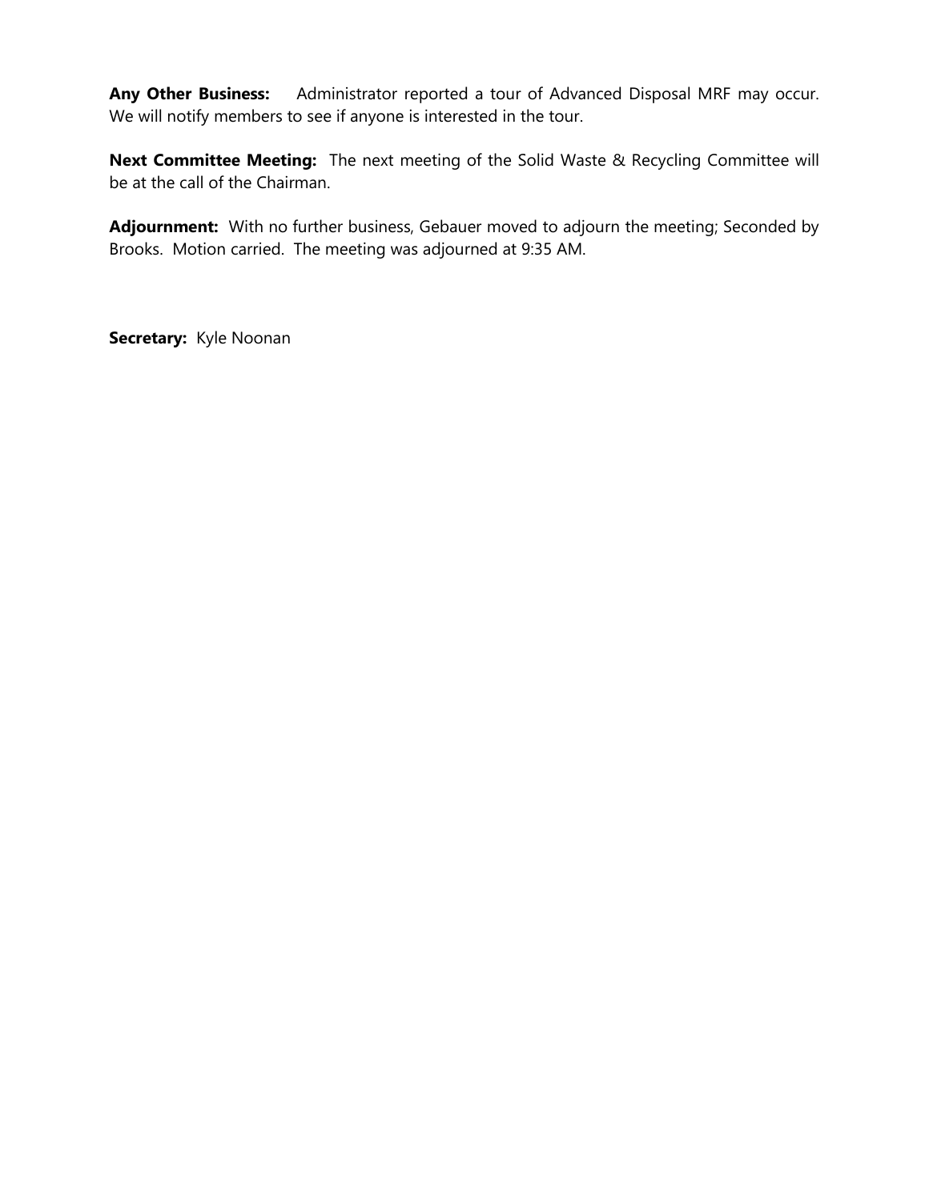**Any Other Business:** Administrator reported a tour of Advanced Disposal MRF may occur. We will notify members to see if anyone is interested in the tour.

**Next Committee Meeting:** The next meeting of the Solid Waste & Recycling Committee will be at the call of the Chairman.

**Adjournment:** With no further business, Gebauer moved to adjourn the meeting; Seconded by Brooks. Motion carried. The meeting was adjourned at 9:35 AM.

**Secretary:** Kyle Noonan